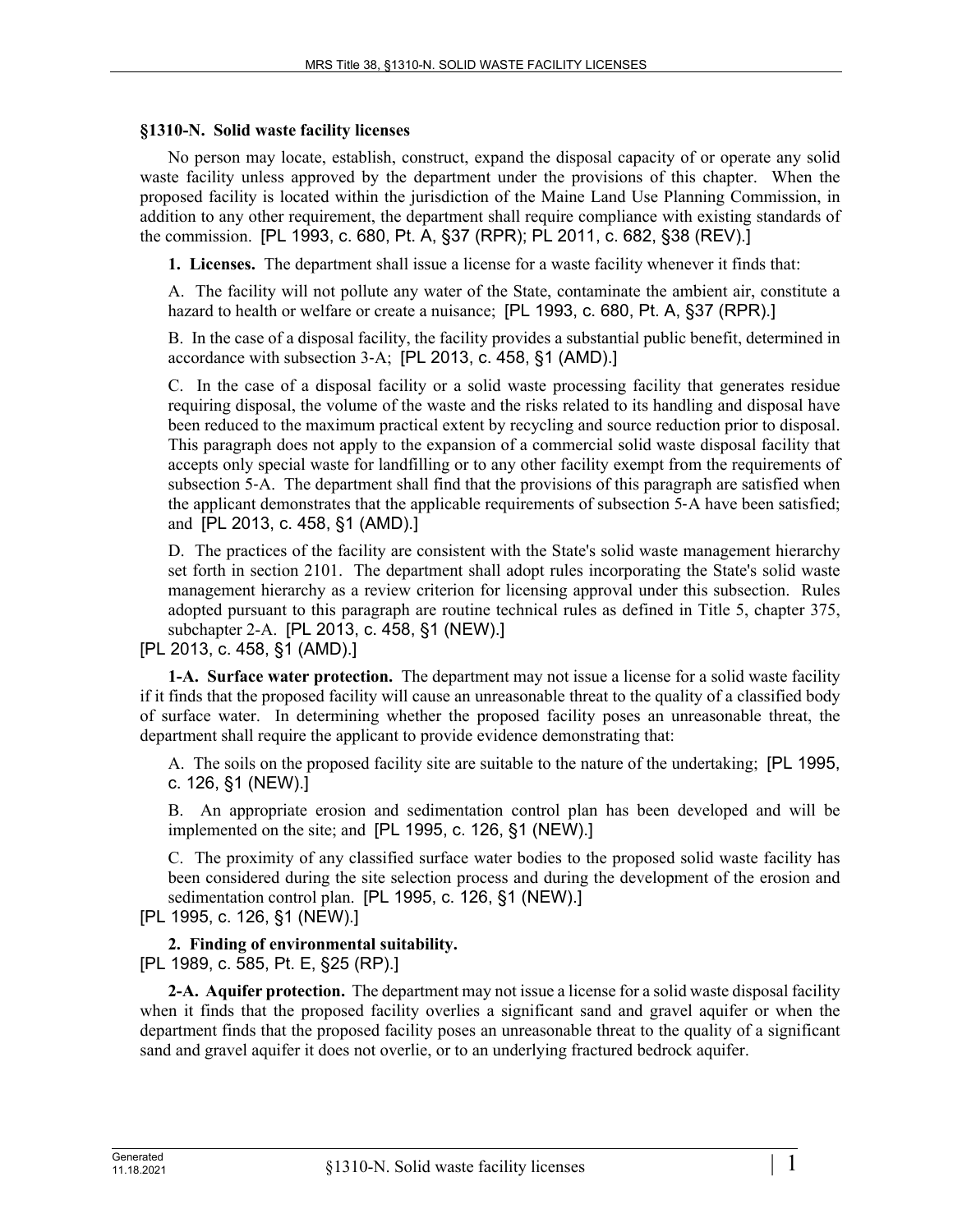## §1310-N. Solid waste facility licenses

No person may locate, establish, construct, expand the disposal capacity of or operate any solid waste facility unless approved by the department under the provisions of this chapter. When the proposed facility is located within the jurisdiction of the Maine Land Use Planning Commission, in addition to any other requirement, the department shall require compliance with existing standards of the commission. [PL 1993, c. 680, Pt. A, §37 (RPR); PL 2011, c. 682, §38 (REV).]

**1. Licenses.** The department shall issue a license for a waste facility whenever it finds that:

A. The facility will not pollute any water of the State, contaminate the ambient air, constitute a hazard to health or welfare or create a nuisance; [PL 1993, c. 680, Pt. A, §37 (RPR).]

B. In the case of a disposal facility, the facility provides a substantial public benefit, determined in accordance with subsection 3-A; [PL 2013, c. 458, §1 (AMD).]

C. In the case of a disposal facility or a solid waste processing facility that generates residue requiring disposal, the volume of the waste and the risks related to its handling and disposal have been reduced to the maximum practical extent by recycling and source reduction prior to disposal. This paragraph does not apply to the expansion of a commercial solid waste disposal facility that accepts only special waste for landfilling or to any other facility exempt from the requirements of subsection 5-A. The department shall find that the provisions of this paragraph are satisfied when the applicant demonstrates that the applicable requirements of subsection 5-A have been satisfied; and [PL 2013, c. 458, §1 (AMD).]

D. The practices of the facility are consistent with the State's solid waste management hierarchy set forth in section 2101. The department shall adopt rules incorporating the State's solid waste management hierarchy as a review criterion for licensing approval under this subsection. Rules adopted pursuant to this paragraph are routine technical rules as defined in Title 5, chapter 375, subchapter 2-A. [PL 2013, c. 458, §1 (NEW).]

[PL 2013, c. 458, §1 (AMD).]

**1-A. Surface water protection.** The department may not issue a license for a solid waste facility if it finds that the proposed facility will cause an unreasonable threat to the quality of a classified body of surface water. In determining whether the proposed facility poses an unreasonable threat, the department shall require the applicant to provide evidence demonstrating that:

A. The soils on the proposed facility site are suitable to the nature of the undertaking; [PL 1995, c. 126, §1 (NEW).]

B. An appropriate erosion and sedimentation control plan has been developed and will be implemented on the site; and [PL 1995, c. 126, §1 (NEW).]

C. The proximity of any classified surface water bodies to the proposed solid waste facility has been considered during the site selection process and during the development of the erosion and sedimentation control plan. [PL 1995, c. 126, §1 (NEW).]

[PL 1995, c. 126, §1 (NEW).]

**2. Finding of environmental suitability.**

[PL 1989, c. 585, Pt. E, §25 (RP).]

**2-A. Aquifer protection.** The department may not issue a license for a solid waste disposal facility when it finds that the proposed facility overlies a significant sand and gravel aquifer or when the department finds that the proposed facility poses an unreasonable threat to the quality of a significant sand and gravel aquifer it does not overlie, or to an underlying fractured bedrock aquifer.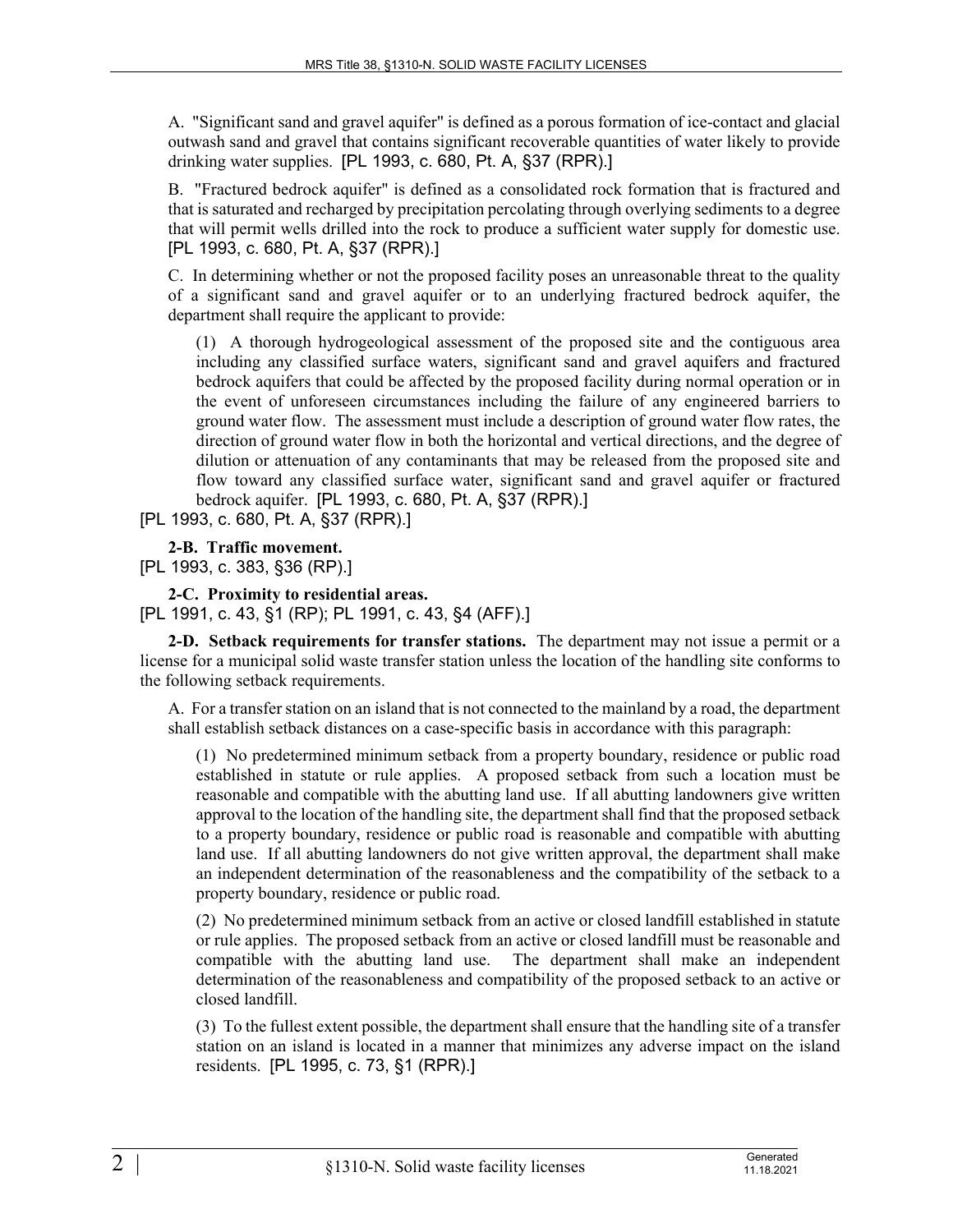A. "Significant sand and gravel aquifer" is defined as a porous formation of ice-contact and glacial outwash sand and gravel that contains significant recoverable quantities of water likely to provide drinking water supplies. [PL 1993, c. 680, Pt. A, §37 (RPR).]

B. "Fractured bedrock aquifer" is defined as a consolidated rock formation that is fractured and that is saturated and recharged by precipitation percolating through overlying sediments to a degree that will permit wells drilled into the rock to produce a sufficient water supply for domestic use. [PL 1993, c. 680, Pt. A, §37 (RPR).]

C. In determining whether or not the proposed facility poses an unreasonable threat to the quality of a significant sand and gravel aquifer or to an underlying fractured bedrock aquifer, the department shall require the applicant to provide:

(1) A thorough hydrogeological assessment of the proposed site and the contiguous area including any classified surface waters, significant sand and gravel aquifers and fractured bedrock aquifers that could be affected by the proposed facility during normal operation or in the event of unforeseen circumstances including the failure of any engineered barriers to ground water flow. The assessment must include a description of ground water flow rates, the direction of ground water flow in both the horizontal and vertical directions, and the degree of dilution or attenuation of any contaminants that may be released from the proposed site and flow toward any classified surface water, significant sand and gravel aquifer or fractured bedrock aquifer. [PL 1993, c. 680, Pt. A, §37 (RPR).]

[PL 1993, c. 680, Pt. A, §37 (RPR).]

**2-B. Traffic movement.**

[PL 1993, c. 383, §36 (RP).]

**2-C. Proximity to residential areas.**

[PL 1991, c. 43, §1 (RP); PL 1991, c. 43, §4 (AFF).]

**2-D. Setback requirements for transfer stations.** The department may not issue a permit or a license for a municipal solid waste transfer station unless the location of the handling site conforms to the following setback requirements.

A. For a transfer station on an island that is not connected to the mainland by a road, the department shall establish setback distances on a case-specific basis in accordance with this paragraph:

(1) No predetermined minimum setback from a property boundary, residence or public road established in statute or rule applies. A proposed setback from such a location must be reasonable and compatible with the abutting land use. If all abutting landowners give written approval to the location of the handling site, the department shall find that the proposed setback to a property boundary, residence or public road is reasonable and compatible with abutting land use. If all abutting landowners do not give written approval, the department shall make an independent determination of the reasonableness and the compatibility of the setback to a property boundary, residence or public road.

(2) No predetermined minimum setback from an active or closed landfill established in statute or rule applies. The proposed setback from an active or closed landfill must be reasonable and compatible with the abutting land use. The department shall make an independent determination of the reasonableness and compatibility of the proposed setback to an active or closed landfill.

(3) To the fullest extent possible, the department shall ensure that the handling site of a transfer station on an island is located in a manner that minimizes any adverse impact on the island residents. [PL 1995, c. 73, §1 (RPR).]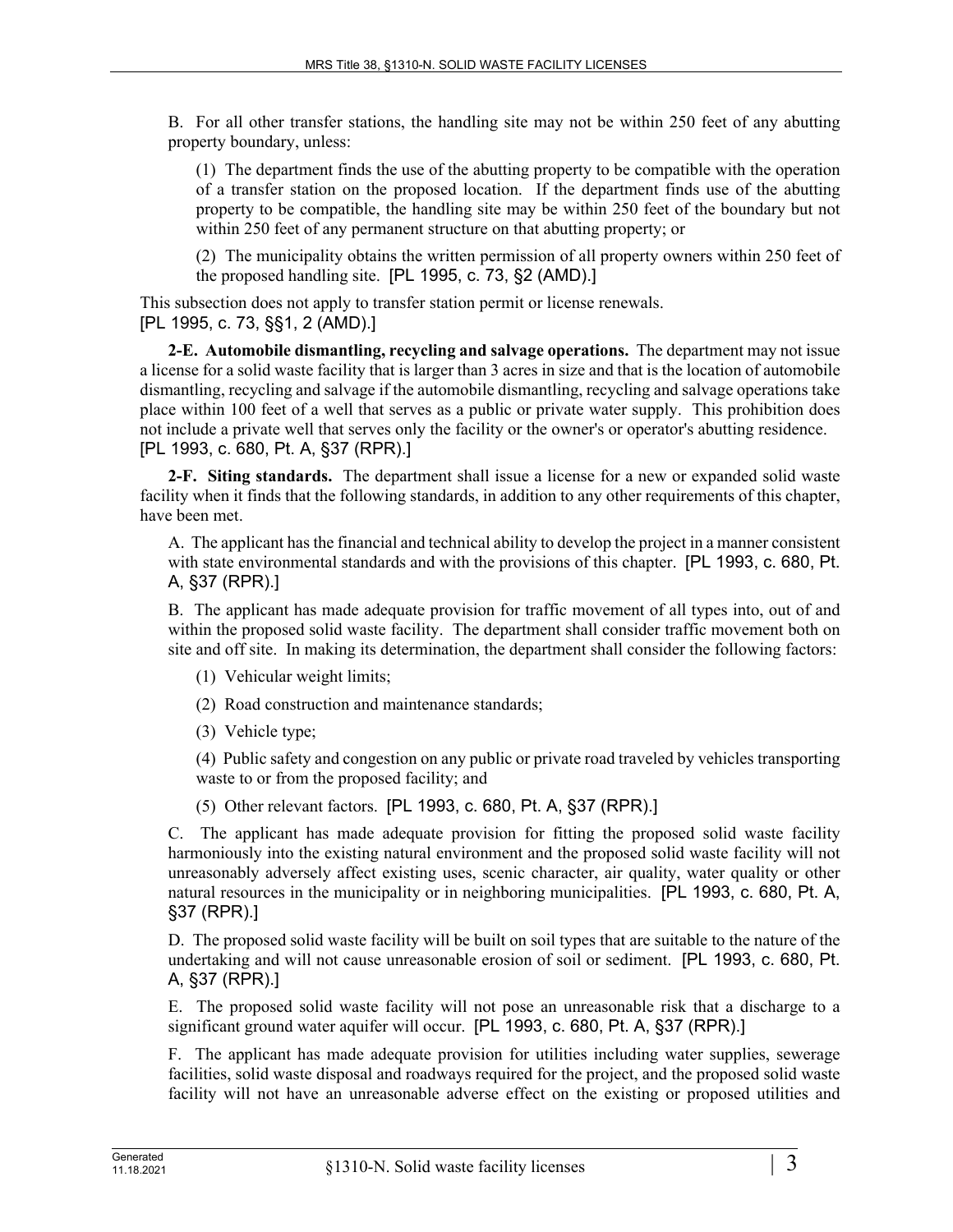B. For all other transfer stations, the handling site may not be within 250 feet of any abutting property boundary, unless:

(1) The department finds the use of the abutting property to be compatible with the operation of a transfer station on the proposed location. If the department finds use of the abutting property to be compatible, the handling site may be within 250 feet of the boundary but not within 250 feet of any permanent structure on that abutting property; or

(2) The municipality obtains the written permission of all property owners within 250 feet of the proposed handling site. [PL 1995, c. 73, §2 (AMD).]

This subsection does not apply to transfer station permit or license renewals.
[PL 1995, c. 73, §§1, 2 (AMD).]

**2-E. Automobile dismantling, recycling and salvage operations.** The department may not issue a license for a solid waste facility that is larger than 3 acres in size and that is the location of automobile dismantling, recycling and salvage if the automobile dismantling, recycling and salvage operations take place within 100 feet of a well that serves as a public or private water supply. This prohibition does not include a private well that serves only the facility or the owner's or operator's abutting residence.
[PL 1993, c. 680, Pt. A, §37 (RPR).]

**2-F. Siting standards.** The department shall issue a license for a new or expanded solid waste facility when it finds that the following standards, in addition to any other requirements of this chapter, have been met.

A. The applicant has the financial and technical ability to develop the project in a manner consistent with state environmental standards and with the provisions of this chapter. [PL 1993, c. 680, Pt. A, §37 (RPR).]

B. The applicant has made adequate provision for traffic movement of all types into, out of and within the proposed solid waste facility. The department shall consider traffic movement both on site and off site. In making its determination, the department shall consider the following factors:

(1) Vehicular weight limits;

(2) Road construction and maintenance standards;

(3) Vehicle type;

(4) Public safety and congestion on any public or private road traveled by vehicles transporting waste to or from the proposed facility; and

(5) Other relevant factors. [PL 1993, c. 680, Pt. A, §37 (RPR).]

C. The applicant has made adequate provision for fitting the proposed solid waste facility harmoniously into the existing natural environment and the proposed solid waste facility will not unreasonably adversely affect existing uses, scenic character, air quality, water quality or other natural resources in the municipality or in neighboring municipalities. [PL 1993, c. 680, Pt. A, §37 (RPR).]

D. The proposed solid waste facility will be built on soil types that are suitable to the nature of the undertaking and will not cause unreasonable erosion of soil or sediment. [PL 1993, c. 680, Pt. A, §37 (RPR).]

E. The proposed solid waste facility will not pose an unreasonable risk that a discharge to a significant ground water aquifer will occur. [PL 1993, c. 680, Pt. A, §37 (RPR).]

F. The applicant has made adequate provision for utilities including water supplies, sewerage facilities, solid waste disposal and roadways required for the project, and the proposed solid waste facility will not have an unreasonable adverse effect on the existing or proposed utilities and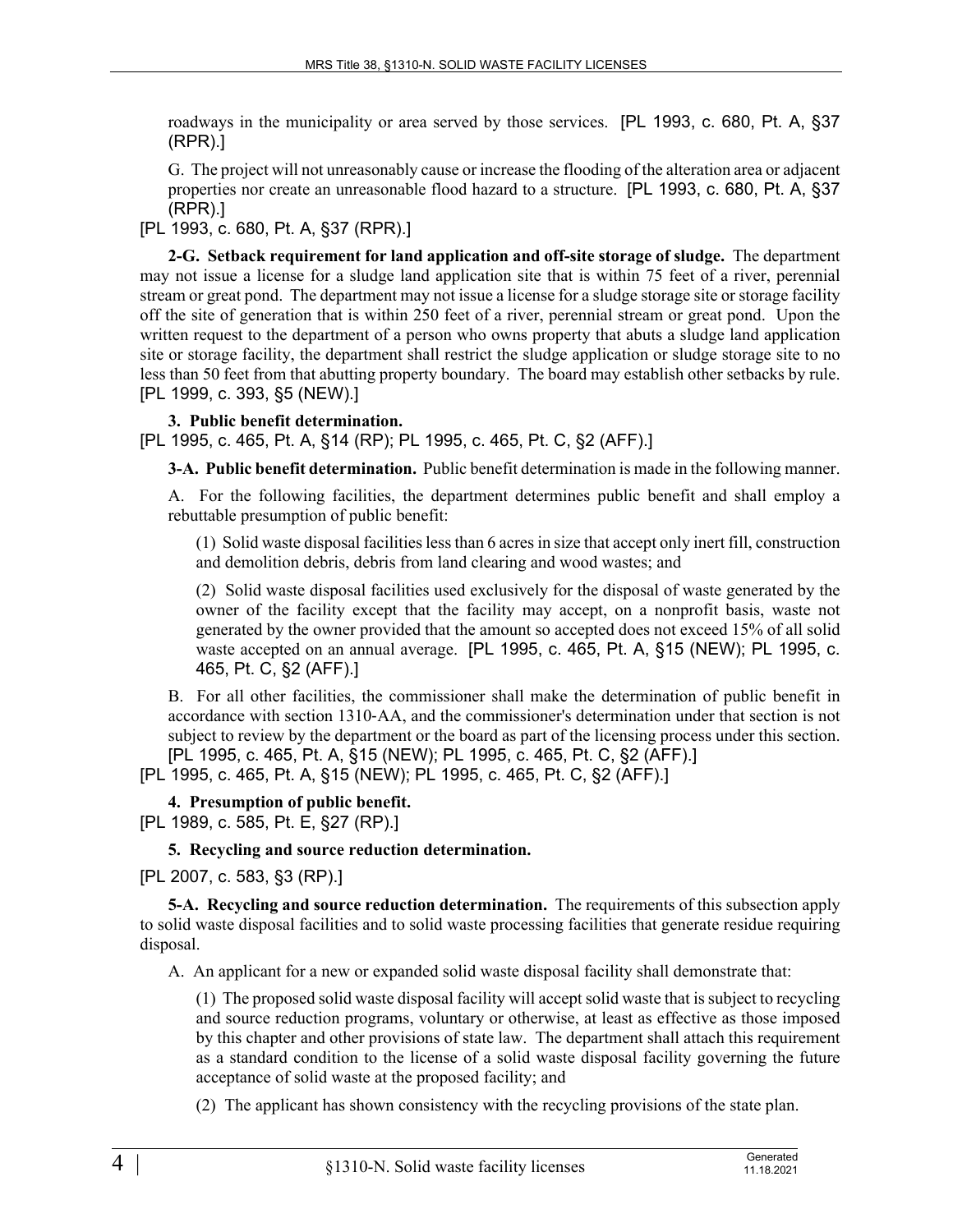roadways in the municipality or area served by those services. [PL 1993, c. 680, Pt. A, §37 (RPR).]

G. The project will not unreasonably cause or increase the flooding of the alteration area or adjacent properties nor create an unreasonable flood hazard to a structure. [PL 1993, c. 680, Pt. A, §37 (RPR).]

[PL 1993, c. 680, Pt. A, §37 (RPR).]

**2-G. Setback requirement for land application and off-site storage of sludge.** The department may not issue a license for a sludge land application site that is within 75 feet of a river, perennial stream or great pond. The department may not issue a license for a sludge storage site or storage facility off the site of generation that is within 250 feet of a river, perennial stream or great pond. Upon the written request to the department of a person who owns property that abuts a sludge land application site or storage facility, the department shall restrict the sludge application or sludge storage site to no less than 50 feet from that abutting property boundary. The board may establish other setbacks by rule. [PL 1999, c. 393, §5 (NEW).]

**3. Public benefit determination.**

[PL 1995, c. 465, Pt. A, §14 (RP); PL 1995, c. 465, Pt. C, §2 (AFF).]

**3-A. Public benefit determination.** Public benefit determination is made in the following manner.

A. For the following facilities, the department determines public benefit and shall employ a rebuttable presumption of public benefit:

(1) Solid waste disposal facilities less than 6 acres in size that accept only inert fill, construction and demolition debris, debris from land clearing and wood wastes; and

(2) Solid waste disposal facilities used exclusively for the disposal of waste generated by the owner of the facility except that the facility may accept, on a nonprofit basis, waste not generated by the owner provided that the amount so accepted does not exceed 15% of all solid waste accepted on an annual average. [PL 1995, c. 465, Pt. A, §15 (NEW); PL 1995, c. 465, Pt. C, §2 (AFF).]

B. For all other facilities, the commissioner shall make the determination of public benefit in accordance with section 1310-AA, and the commissioner's determination under that section is not subject to review by the department or the board as part of the licensing process under this section. [PL 1995, c. 465, Pt. A, §15 (NEW); PL 1995, c. 465, Pt. C, §2 (AFF).]

[PL 1995, c. 465, Pt. A, §15 (NEW); PL 1995, c. 465, Pt. C, §2 (AFF).]

**4. Presumption of public benefit.**

[PL 1989, c. 585, Pt. E, §27 (RP).]

**5. Recycling and source reduction determination.**

[PL 2007, c. 583, §3 (RP).]

**5-A. Recycling and source reduction determination.** The requirements of this subsection apply to solid waste disposal facilities and to solid waste processing facilities that generate residue requiring disposal.

A. An applicant for a new or expanded solid waste disposal facility shall demonstrate that:

(1) The proposed solid waste disposal facility will accept solid waste that is subject to recycling and source reduction programs, voluntary or otherwise, at least as effective as those imposed by this chapter and other provisions of state law. The department shall attach this requirement as a standard condition to the license of a solid waste disposal facility governing the future acceptance of solid waste at the proposed facility; and

(2) The applicant has shown consistency with the recycling provisions of the state plan.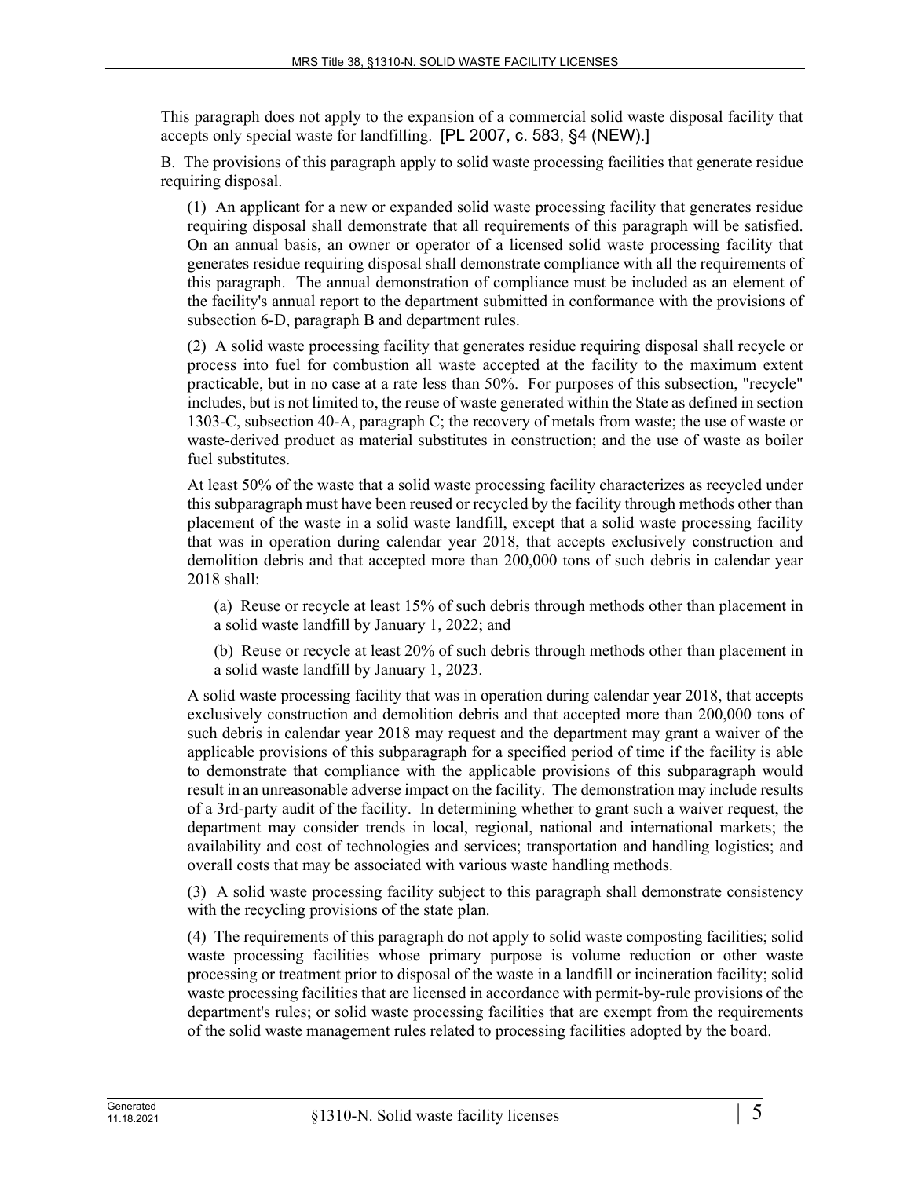This paragraph does not apply to the expansion of a commercial solid waste disposal facility that accepts only special waste for landfilling. [PL 2007, c. 583, §4 (NEW).]

B. The provisions of this paragraph apply to solid waste processing facilities that generate residue requiring disposal.

(1) An applicant for a new or expanded solid waste processing facility that generates residue requiring disposal shall demonstrate that all requirements of this paragraph will be satisfied. On an annual basis, an owner or operator of a licensed solid waste processing facility that generates residue requiring disposal shall demonstrate compliance with all the requirements of this paragraph. The annual demonstration of compliance must be included as an element of the facility's annual report to the department submitted in conformance with the provisions of subsection 6-D, paragraph B and department rules.

(2) A solid waste processing facility that generates residue requiring disposal shall recycle or process into fuel for combustion all waste accepted at the facility to the maximum extent practicable, but in no case at a rate less than 50%. For purposes of this subsection, "recycle" includes, but is not limited to, the reuse of waste generated within the State as defined in section 1303-C, subsection 40-A, paragraph C; the recovery of metals from waste; the use of waste or waste-derived product as material substitutes in construction; and the use of waste as boiler fuel substitutes.

At least 50% of the waste that a solid waste processing facility characterizes as recycled under this subparagraph must have been reused or recycled by the facility through methods other than placement of the waste in a solid waste landfill, except that a solid waste processing facility that was in operation during calendar year 2018, that accepts exclusively construction and demolition debris and that accepted more than 200,000 tons of such debris in calendar year 2018 shall:

(a) Reuse or recycle at least 15% of such debris through methods other than placement in a solid waste landfill by January 1, 2022; and

(b) Reuse or recycle at least 20% of such debris through methods other than placement in a solid waste landfill by January 1, 2023.

A solid waste processing facility that was in operation during calendar year 2018, that accepts exclusively construction and demolition debris and that accepted more than 200,000 tons of such debris in calendar year 2018 may request and the department may grant a waiver of the applicable provisions of this subparagraph for a specified period of time if the facility is able to demonstrate that compliance with the applicable provisions of this subparagraph would result in an unreasonable adverse impact on the facility. The demonstration may include results of a 3rd-party audit of the facility. In determining whether to grant such a waiver request, the department may consider trends in local, regional, national and international markets; the availability and cost of technologies and services; transportation and handling logistics; and overall costs that may be associated with various waste handling methods.

(3) A solid waste processing facility subject to this paragraph shall demonstrate consistency with the recycling provisions of the state plan.

(4) The requirements of this paragraph do not apply to solid waste composting facilities; solid waste processing facilities whose primary purpose is volume reduction or other waste processing or treatment prior to disposal of the waste in a landfill or incineration facility; solid waste processing facilities that are licensed in accordance with permit-by-rule provisions of the department's rules; or solid waste processing facilities that are exempt from the requirements of the solid waste management rules related to processing facilities adopted by the board.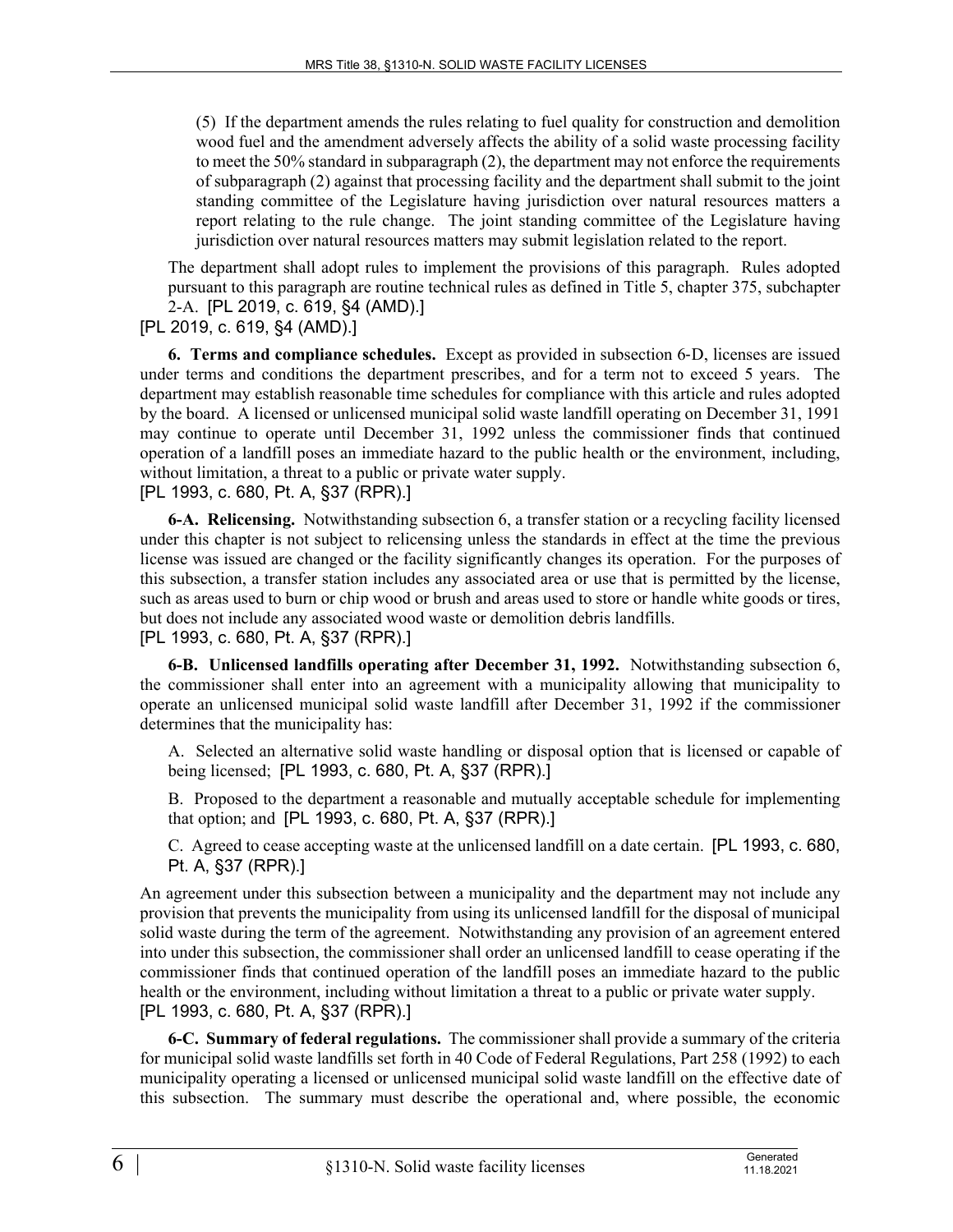(5) If the department amends the rules relating to fuel quality for construction and demolition wood fuel and the amendment adversely affects the ability of a solid waste processing facility to meet the 50% standard in subparagraph (2), the department may not enforce the requirements of subparagraph (2) against that processing facility and the department shall submit to the joint standing committee of the Legislature having jurisdiction over natural resources matters a report relating to the rule change. The joint standing committee of the Legislature having jurisdiction over natural resources matters may submit legislation related to the report.

The department shall adopt rules to implement the provisions of this paragraph. Rules adopted pursuant to this paragraph are routine technical rules as defined in Title 5, chapter 375, subchapter 2-A. [PL 2019, c. 619, §4 (AMD).]

[PL 2019, c. 619, §4 (AMD).]

**6. Terms and compliance schedules.** Except as provided in subsection 6-D, licenses are issued under terms and conditions the department prescribes, and for a term not to exceed 5 years. The department may establish reasonable time schedules for compliance with this article and rules adopted by the board. A licensed or unlicensed municipal solid waste landfill operating on December 31, 1991 may continue to operate until December 31, 1992 unless the commissioner finds that continued operation of a landfill poses an immediate hazard to the public health or the environment, including, without limitation, a threat to a public or private water supply.

[PL 1993, c. 680, Pt. A, §37 (RPR).]

**6-A. Relicensing.** Notwithstanding subsection 6, a transfer station or a recycling facility licensed under this chapter is not subject to relicensing unless the standards in effect at the time the previous license was issued are changed or the facility significantly changes its operation. For the purposes of this subsection, a transfer station includes any associated area or use that is permitted by the license, such as areas used to burn or chip wood or brush and areas used to store or handle white goods or tires, but does not include any associated wood waste or demolition debris landfills.

[PL 1993, c. 680, Pt. A, §37 (RPR).]

**6-B. Unlicensed landfills operating after December 31, 1992.** Notwithstanding subsection 6, the commissioner shall enter into an agreement with a municipality allowing that municipality to operate an unlicensed municipal solid waste landfill after December 31, 1992 if the commissioner determines that the municipality has:

A. Selected an alternative solid waste handling or disposal option that is licensed or capable of being licensed; [PL 1993, c. 680, Pt. A, §37 (RPR).]

B. Proposed to the department a reasonable and mutually acceptable schedule for implementing that option; and [PL 1993, c. 680, Pt. A, §37 (RPR).]

C. Agreed to cease accepting waste at the unlicensed landfill on a date certain. [PL 1993, c. 680, Pt. A, §37 (RPR).]

An agreement under this subsection between a municipality and the department may not include any provision that prevents the municipality from using its unlicensed landfill for the disposal of municipal solid waste during the term of the agreement. Notwithstanding any provision of an agreement entered into under this subsection, the commissioner shall order an unlicensed landfill to cease operating if the commissioner finds that continued operation of the landfill poses an immediate hazard to the public health or the environment, including without limitation a threat to a public or private water supply.

[PL 1993, c. 680, Pt. A, §37 (RPR).]

**6-C. Summary of federal regulations.** The commissioner shall provide a summary of the criteria for municipal solid waste landfills set forth in 40 Code of Federal Regulations, Part 258 (1992) to each municipality operating a licensed or unlicensed municipal solid waste landfill on the effective date of this subsection. The summary must describe the operational and, where possible, the economic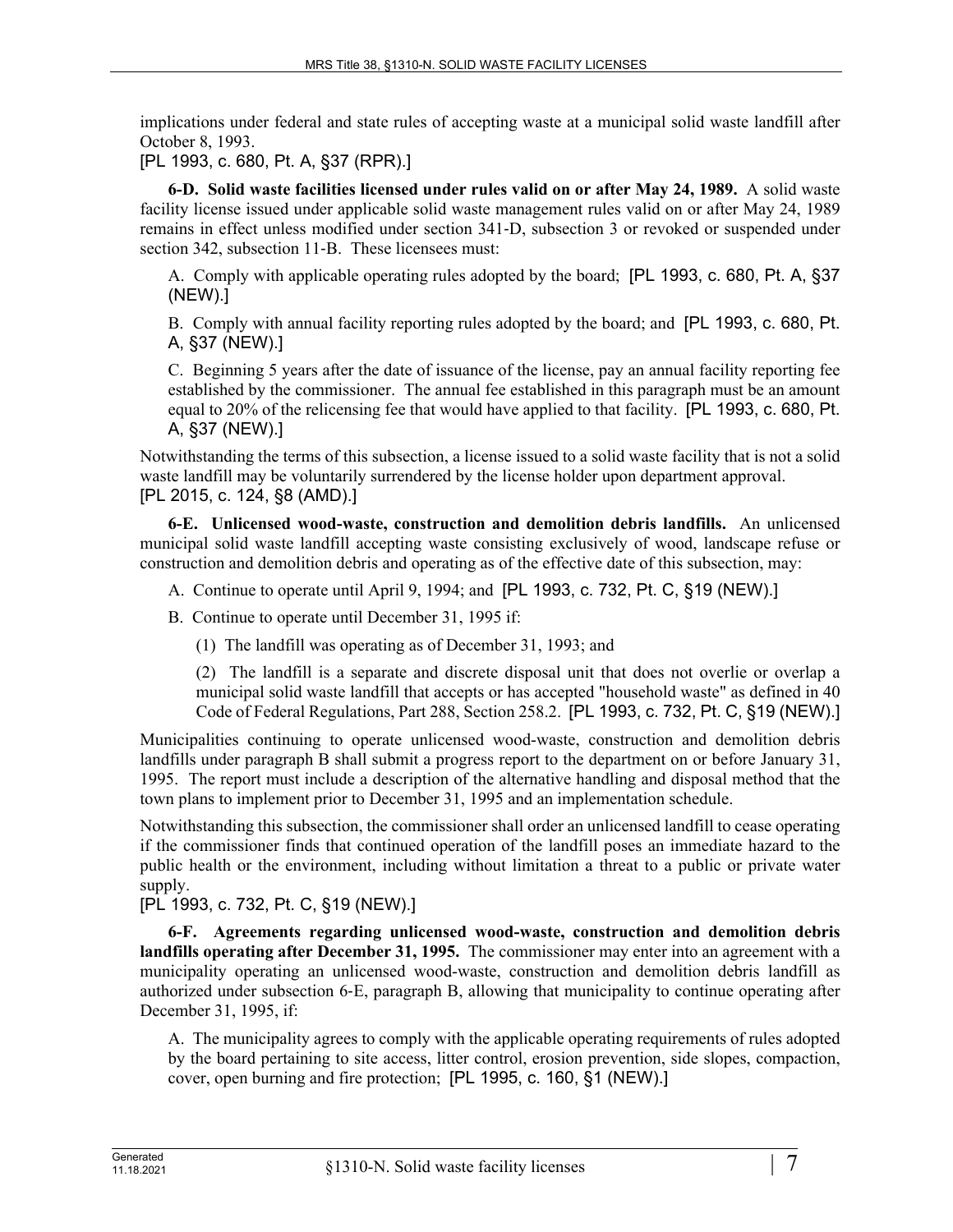implications under federal and state rules of accepting waste at a municipal solid waste landfill after October 8, 1993.

[PL 1993, c. 680, Pt. A, §37 (RPR).]

**6-D. Solid waste facilities licensed under rules valid on or after May 24, 1989.** A solid waste facility license issued under applicable solid waste management rules valid on or after May 24, 1989 remains in effect unless modified under section 341-D, subsection 3 or revoked or suspended under section 342, subsection 11-B. These licensees must:

A. Comply with applicable operating rules adopted by the board; [PL 1993, c. 680, Pt. A, §37 (NEW).]

B. Comply with annual facility reporting rules adopted by the board; and [PL 1993, c. 680, Pt. A, §37 (NEW).]

C. Beginning 5 years after the date of issuance of the license, pay an annual facility reporting fee established by the commissioner. The annual fee established in this paragraph must be an amount equal to 20% of the relicensing fee that would have applied to that facility. [PL 1993, c. 680, Pt. A, §37 (NEW).]

Notwithstanding the terms of this subsection, a license issued to a solid waste facility that is not a solid waste landfill may be voluntarily surrendered by the license holder upon department approval.

[PL 2015, c. 124, §8 (AMD).]

**6-E. Unlicensed wood-waste, construction and demolition debris landfills.** An unlicensed municipal solid waste landfill accepting waste consisting exclusively of wood, landscape refuse or construction and demolition debris and operating as of the effective date of this subsection, may:

A. Continue to operate until April 9, 1994; and [PL 1993, c. 732, Pt. C, §19 (NEW).]

B. Continue to operate until December 31, 1995 if:

(1) The landfill was operating as of December 31, 1993; and

(2) The landfill is a separate and discrete disposal unit that does not overlie or overlap a municipal solid waste landfill that accepts or has accepted "household waste" as defined in 40 Code of Federal Regulations, Part 288, Section 258.2. [PL 1993, c. 732, Pt. C, §19 (NEW).]

Municipalities continuing to operate unlicensed wood-waste, construction and demolition debris landfills under paragraph B shall submit a progress report to the department on or before January 31, 1995. The report must include a description of the alternative handling and disposal method that the town plans to implement prior to December 31, 1995 and an implementation schedule.

Notwithstanding this subsection, the commissioner shall order an unlicensed landfill to cease operating if the commissioner finds that continued operation of the landfill poses an immediate hazard to the public health or the environment, including without limitation a threat to a public or private water supply.

[PL 1993, c. 732, Pt. C, §19 (NEW).]

**6-F. Agreements regarding unlicensed wood-waste, construction and demolition debris landfills operating after December 31, 1995.** The commissioner may enter into an agreement with a municipality operating an unlicensed wood-waste, construction and demolition debris landfill as authorized under subsection 6-E, paragraph B, allowing that municipality to continue operating after December 31, 1995, if:

A. The municipality agrees to comply with the applicable operating requirements of rules adopted by the board pertaining to site access, litter control, erosion prevention, side slopes, compaction, cover, open burning and fire protection; [PL 1995, c. 160, §1 (NEW).]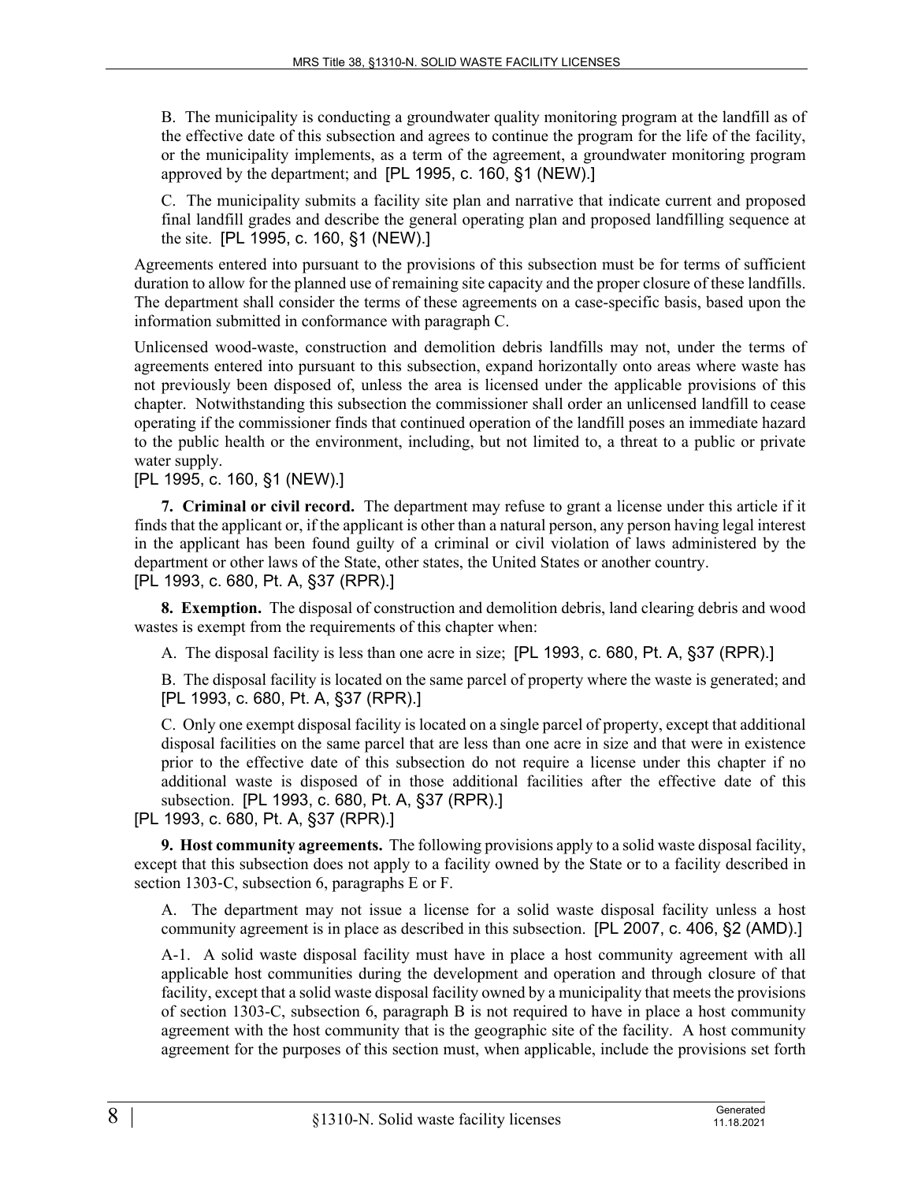B. The municipality is conducting a groundwater quality monitoring program at the landfill as of the effective date of this subsection and agrees to continue the program for the life of the facility, or the municipality implements, as a term of the agreement, a groundwater monitoring program approved by the department; and [PL 1995, c. 160, §1 (NEW).]

C. The municipality submits a facility site plan and narrative that indicate current and proposed final landfill grades and describe the general operating plan and proposed landfilling sequence at the site. [PL 1995, c. 160, §1 (NEW).]

Agreements entered into pursuant to the provisions of this subsection must be for terms of sufficient duration to allow for the planned use of remaining site capacity and the proper closure of these landfills. The department shall consider the terms of these agreements on a case-specific basis, based upon the information submitted in conformance with paragraph C.

Unlicensed wood-waste, construction and demolition debris landfills may not, under the terms of agreements entered into pursuant to this subsection, expand horizontally onto areas where waste has not previously been disposed of, unless the area is licensed under the applicable provisions of this chapter. Notwithstanding this subsection the commissioner shall order an unlicensed landfill to cease operating if the commissioner finds that continued operation of the landfill poses an immediate hazard to the public health or the environment, including, but not limited to, a threat to a public or private water supply.

[PL 1995, c. 160, §1 (NEW).]

**7. Criminal or civil record.** The department may refuse to grant a license under this article if it finds that the applicant or, if the applicant is other than a natural person, any person having legal interest in the applicant has been found guilty of a criminal or civil violation of laws administered by the department or other laws of the State, other states, the United States or another country.

[PL 1993, c. 680, Pt. A, §37 (RPR).]

**8. Exemption.** The disposal of construction and demolition debris, land clearing debris and wood wastes is exempt from the requirements of this chapter when:

A. The disposal facility is less than one acre in size; [PL 1993, c. 680, Pt. A, §37 (RPR).]

B. The disposal facility is located on the same parcel of property where the waste is generated; and [PL 1993, c. 680, Pt. A, §37 (RPR).]

C. Only one exempt disposal facility is located on a single parcel of property, except that additional disposal facilities on the same parcel that are less than one acre in size and that were in existence prior to the effective date of this subsection do not require a license under this chapter if no additional waste is disposed of in those additional facilities after the effective date of this subsection. [PL 1993, c. 680, Pt. A, §37 (RPR).]

[PL 1993, c. 680, Pt. A, §37 (RPR).]

**9. Host community agreements.** The following provisions apply to a solid waste disposal facility, except that this subsection does not apply to a facility owned by the State or to a facility described in section 1303-C, subsection 6, paragraphs E or F.

A. The department may not issue a license for a solid waste disposal facility unless a host community agreement is in place as described in this subsection. [PL 2007, c. 406, §2 (AMD).]

A-1. A solid waste disposal facility must have in place a host community agreement with all applicable host communities during the development and operation and through closure of that facility, except that a solid waste disposal facility owned by a municipality that meets the provisions of section 1303-C, subsection 6, paragraph B is not required to have in place a host community agreement with the host community that is the geographic site of the facility. A host community agreement for the purposes of this section must, when applicable, include the provisions set forth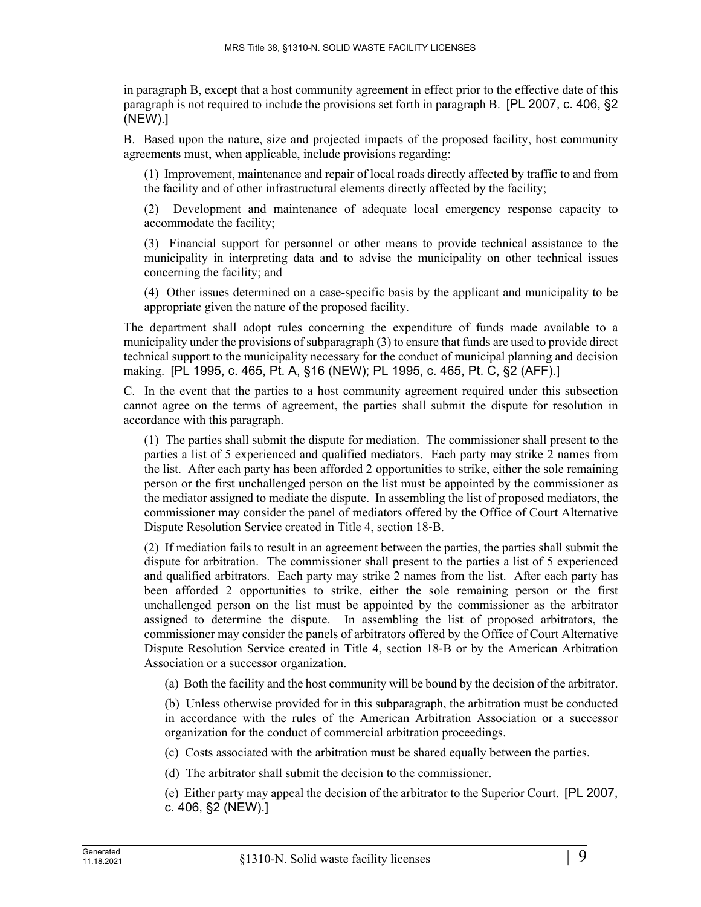in paragraph B, except that a host community agreement in effect prior to the effective date of this paragraph is not required to include the provisions set forth in paragraph B. [PL 2007, c. 406, §2 (NEW).]

B. Based upon the nature, size and projected impacts of the proposed facility, host community agreements must, when applicable, include provisions regarding:

(1) Improvement, maintenance and repair of local roads directly affected by traffic to and from the facility and of other infrastructural elements directly affected by the facility;

(2) Development and maintenance of adequate local emergency response capacity to accommodate the facility;

(3) Financial support for personnel or other means to provide technical assistance to the municipality in interpreting data and to advise the municipality on other technical issues concerning the facility; and

(4) Other issues determined on a case-specific basis by the applicant and municipality to be appropriate given the nature of the proposed facility.

The department shall adopt rules concerning the expenditure of funds made available to a municipality under the provisions of subparagraph (3) to ensure that funds are used to provide direct technical support to the municipality necessary for the conduct of municipal planning and decision making. [PL 1995, c. 465, Pt. A, §16 (NEW); PL 1995, c. 465, Pt. C, §2 (AFF).]

C. In the event that the parties to a host community agreement required under this subsection cannot agree on the terms of agreement, the parties shall submit the dispute for resolution in accordance with this paragraph.

(1) The parties shall submit the dispute for mediation. The commissioner shall present to the parties a list of 5 experienced and qualified mediators. Each party may strike 2 names from the list. After each party has been afforded 2 opportunities to strike, either the sole remaining person or the first unchallenged person on the list must be appointed by the commissioner as the mediator assigned to mediate the dispute. In assembling the list of proposed mediators, the commissioner may consider the panel of mediators offered by the Office of Court Alternative Dispute Resolution Service created in Title 4, section 18-B.

(2) If mediation fails to result in an agreement between the parties, the parties shall submit the dispute for arbitration. The commissioner shall present to the parties a list of 5 experienced and qualified arbitrators. Each party may strike 2 names from the list. After each party has been afforded 2 opportunities to strike, either the sole remaining person or the first unchallenged person on the list must be appointed by the commissioner as the arbitrator assigned to determine the dispute. In assembling the list of proposed arbitrators, the commissioner may consider the panels of arbitrators offered by the Office of Court Alternative Dispute Resolution Service created in Title 4, section 18-B or by the American Arbitration Association or a successor organization.

(a) Both the facility and the host community will be bound by the decision of the arbitrator.

(b) Unless otherwise provided for in this subparagraph, the arbitration must be conducted in accordance with the rules of the American Arbitration Association or a successor organization for the conduct of commercial arbitration proceedings.

(c) Costs associated with the arbitration must be shared equally between the parties.

(d) The arbitrator shall submit the decision to the commissioner.

(e) Either party may appeal the decision of the arbitrator to the Superior Court. [PL 2007, c. 406, §2 (NEW).]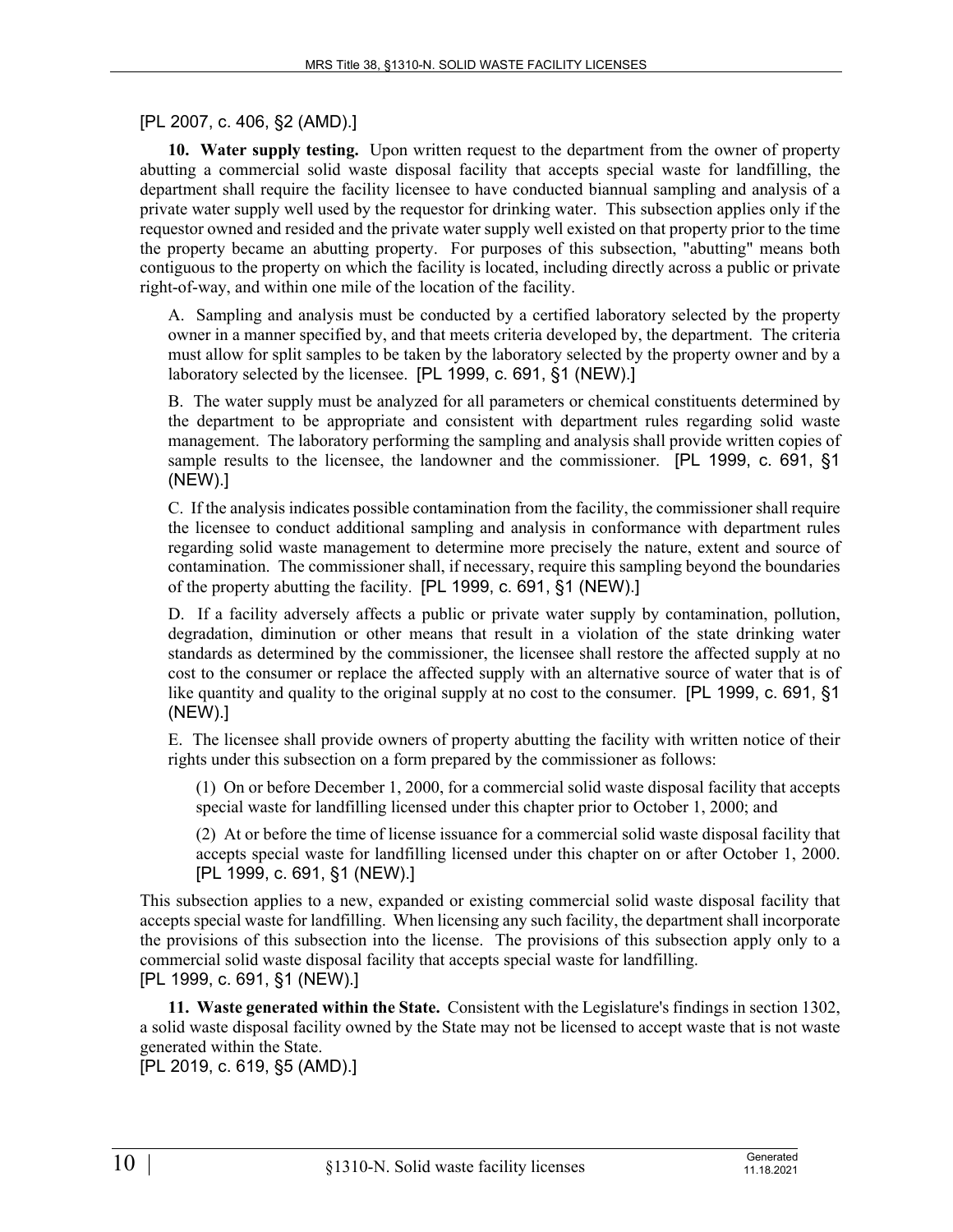[PL 2007, c. 406, §2 (AMD).]

**10. Water supply testing.** Upon written request to the department from the owner of property abutting a commercial solid waste disposal facility that accepts special waste for landfilling, the department shall require the facility licensee to have conducted biannual sampling and analysis of a private water supply well used by the requestor for drinking water. This subsection applies only if the requestor owned and resided and the private water supply well existed on that property prior to the time the property became an abutting property. For purposes of this subsection, "abutting" means both contiguous to the property on which the facility is located, including directly across a public or private right-of-way, and within one mile of the location of the facility.

A. Sampling and analysis must be conducted by a certified laboratory selected by the property owner in a manner specified by, and that meets criteria developed by, the department. The criteria must allow for split samples to be taken by the laboratory selected by the property owner and by a laboratory selected by the licensee. [PL 1999, c. 691, §1 (NEW).]

B. The water supply must be analyzed for all parameters or chemical constituents determined by the department to be appropriate and consistent with department rules regarding solid waste management. The laboratory performing the sampling and analysis shall provide written copies of sample results to the licensee, the landowner and the commissioner. [PL 1999, c. 691, §1 (NEW).]

C. If the analysis indicates possible contamination from the facility, the commissioner shall require the licensee to conduct additional sampling and analysis in conformance with department rules regarding solid waste management to determine more precisely the nature, extent and source of contamination. The commissioner shall, if necessary, require this sampling beyond the boundaries of the property abutting the facility. [PL 1999, c. 691, §1 (NEW).]

D. If a facility adversely affects a public or private water supply by contamination, pollution, degradation, diminution or other means that result in a violation of the state drinking water standards as determined by the commissioner, the licensee shall restore the affected supply at no cost to the consumer or replace the affected supply with an alternative source of water that is of like quantity and quality to the original supply at no cost to the consumer. [PL 1999, c. 691, §1 (NEW).]

E. The licensee shall provide owners of property abutting the facility with written notice of their rights under this subsection on a form prepared by the commissioner as follows:

(1) On or before December 1, 2000, for a commercial solid waste disposal facility that accepts special waste for landfilling licensed under this chapter prior to October 1, 2000; and

(2) At or before the time of license issuance for a commercial solid waste disposal facility that accepts special waste for landfilling licensed under this chapter on or after October 1, 2000. [PL 1999, c. 691, §1 (NEW).]

This subsection applies to a new, expanded or existing commercial solid waste disposal facility that accepts special waste for landfilling. When licensing any such facility, the department shall incorporate the provisions of this subsection into the license. The provisions of this subsection apply only to a commercial solid waste disposal facility that accepts special waste for landfilling.
[PL 1999, c. 691, §1 (NEW).]

**11. Waste generated within the State.** Consistent with the Legislature's findings in section 1302, a solid waste disposal facility owned by the State may not be licensed to accept waste that is not waste generated within the State.
[PL 2019, c. 619, §5 (AMD).]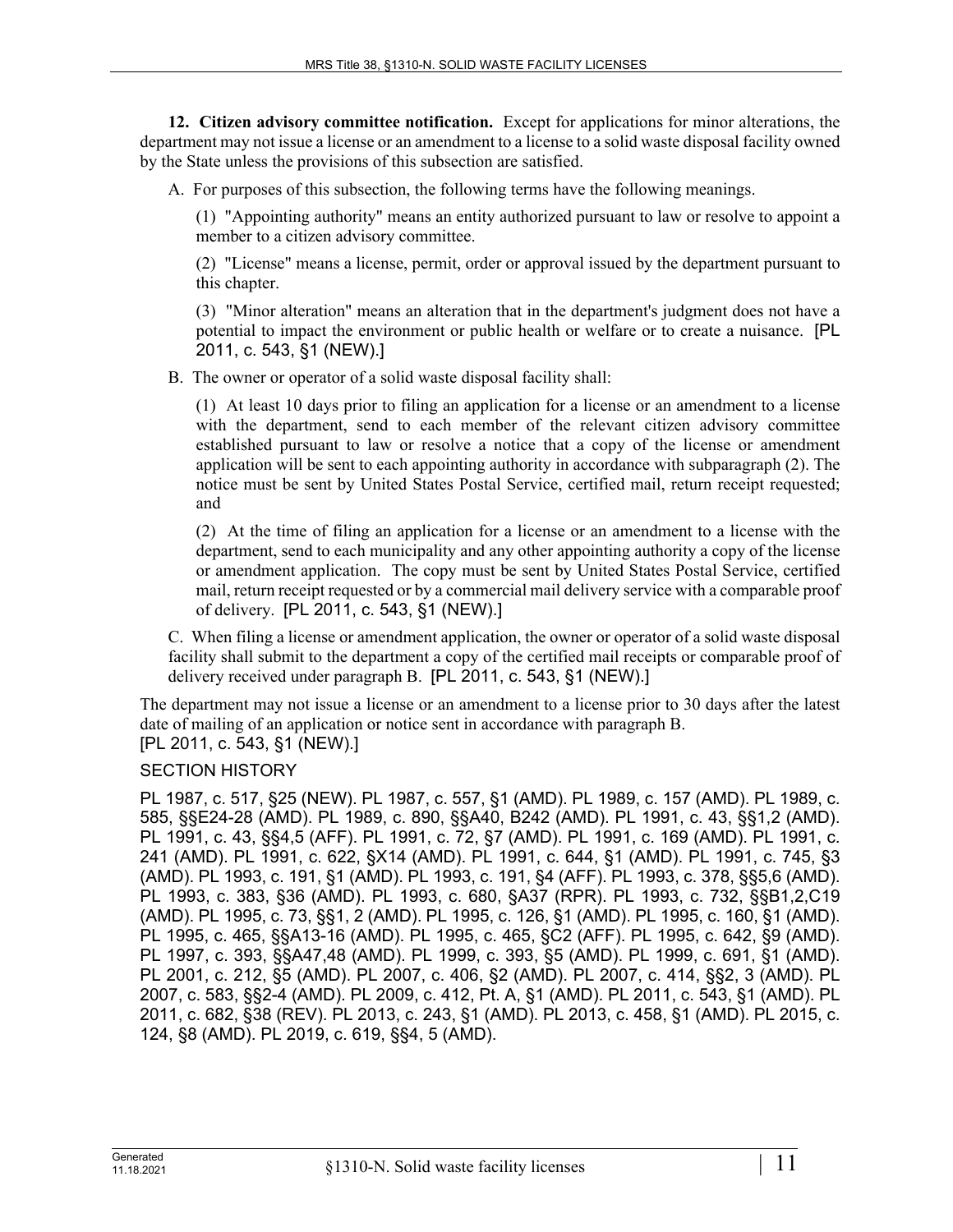**12. Citizen advisory committee notification.** Except for applications for minor alterations, the department may not issue a license or an amendment to a license to a solid waste disposal facility owned by the State unless the provisions of this subsection are satisfied.

A. For purposes of this subsection, the following terms have the following meanings.

(1) "Appointing authority" means an entity authorized pursuant to law or resolve to appoint a member to a citizen advisory committee.

(2) "License" means a license, permit, order or approval issued by the department pursuant to this chapter.

(3) "Minor alteration" means an alteration that in the department's judgment does not have a potential to impact the environment or public health or welfare or to create a nuisance. [PL 2011, c. 543, §1 (NEW).]

B. The owner or operator of a solid waste disposal facility shall:

(1) At least 10 days prior to filing an application for a license or an amendment to a license with the department, send to each member of the relevant citizen advisory committee established pursuant to law or resolve a notice that a copy of the license or amendment application will be sent to each appointing authority in accordance with subparagraph (2). The notice must be sent by United States Postal Service, certified mail, return receipt requested; and

(2) At the time of filing an application for a license or an amendment to a license with the department, send to each municipality and any other appointing authority a copy of the license or amendment application. The copy must be sent by United States Postal Service, certified mail, return receipt requested or by a commercial mail delivery service with a comparable proof of delivery. [PL 2011, c. 543, §1 (NEW).]

C. When filing a license or amendment application, the owner or operator of a solid waste disposal facility shall submit to the department a copy of the certified mail receipts or comparable proof of delivery received under paragraph B. [PL 2011, c. 543, §1 (NEW).]

The department may not issue a license or an amendment to a license prior to 30 days after the latest date of mailing of an application or notice sent in accordance with paragraph B.
[PL 2011, c. 543, §1 (NEW).]

SECTION HISTORY

PL 1987, c. 517, §25 (NEW). PL 1987, c. 557, §1 (AMD). PL 1989, c. 157 (AMD). PL 1989, c. 585, §§E24-28 (AMD). PL 1989, c. 890, §§A40, B242 (AMD). PL 1991, c. 43, §§1,2 (AMD). PL 1991, c. 43, §§4,5 (AFF). PL 1991, c. 72, §7 (AMD). PL 1991, c. 169 (AMD). PL 1991, c. 241 (AMD). PL 1991, c. 622, §X14 (AMD). PL 1991, c. 644, §1 (AMD). PL 1991, c. 745, §3 (AMD). PL 1993, c. 191, §1 (AMD). PL 1993, c. 191, §4 (AFF). PL 1993, c. 378, §§5,6 (AMD). PL 1993, c. 383, §36 (AMD). PL 1993, c. 680, §A37 (RPR). PL 1993, c. 732, §§B1,2,C19 (AMD). PL 1995, c. 73, §§1, 2 (AMD). PL 1995, c. 126, §1 (AMD). PL 1995, c. 160, §1 (AMD). PL 1995, c. 465, §§A13-16 (AMD). PL 1995, c. 465, §C2 (AFF). PL 1995, c. 642, §9 (AMD). PL 1997, c. 393, §§A47,48 (AMD). PL 1999, c. 393, §5 (AMD). PL 1999, c. 691, §1 (AMD). PL 2001, c. 212, §5 (AMD). PL 2007, c. 406, §2 (AMD). PL 2007, c. 414, §§2, 3 (AMD). PL 2007, c. 583, §§2-4 (AMD). PL 2009, c. 412, Pt. A, §1 (AMD). PL 2011, c. 543, §1 (AMD). PL 2011, c. 682, §38 (REV). PL 2013, c. 243, §1 (AMD). PL 2013, c. 458, §1 (AMD). PL 2015, c. 124, §8 (AMD). PL 2019, c. 619, §§4, 5 (AMD).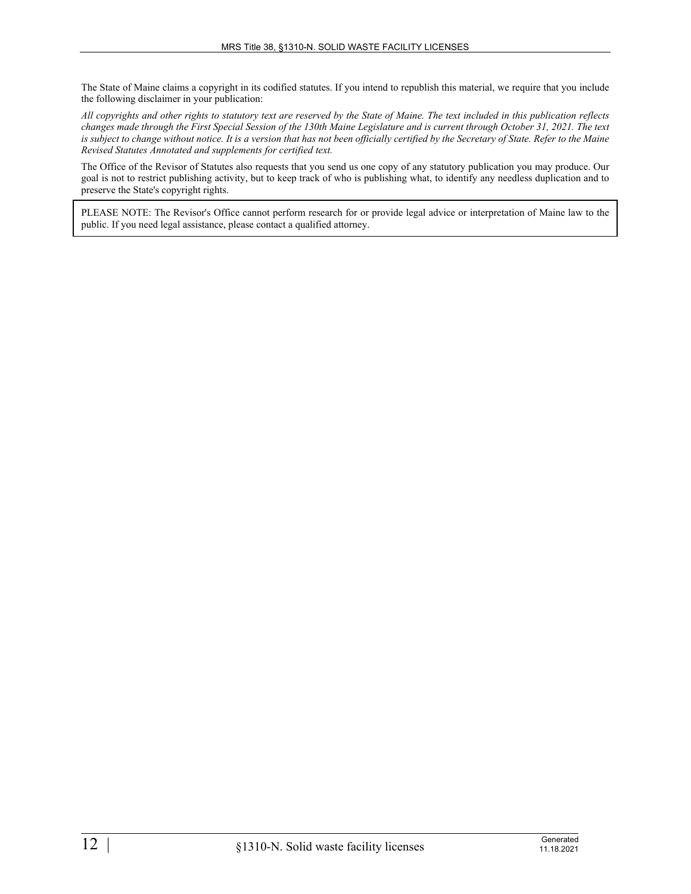The State of Maine claims a copyright in its codified statutes. If you intend to republish this material, we require that you include the following disclaimer in your publication:

*All copyrights and other rights to statutory text are reserved by the State of Maine. The text included in this publication reflects changes made through the First Special Session of the 130th Maine Legislature and is current through October 31, 2021. The text is subject to change without notice. It is a version that has not been officially certified by the Secretary of State. Refer to the Maine Revised Statutes Annotated and supplements for certified text.*

The Office of the Revisor of Statutes also requests that you send us one copy of any statutory publication you may produce. Our goal is not to restrict publishing activity, but to keep track of who is publishing what, to identify any needless duplication and to preserve the State's copyright rights.

PLEASE NOTE: The Revisor's Office cannot perform research for or provide legal advice or interpretation of Maine law to the public. If you need legal assistance, please contact a qualified attorney.